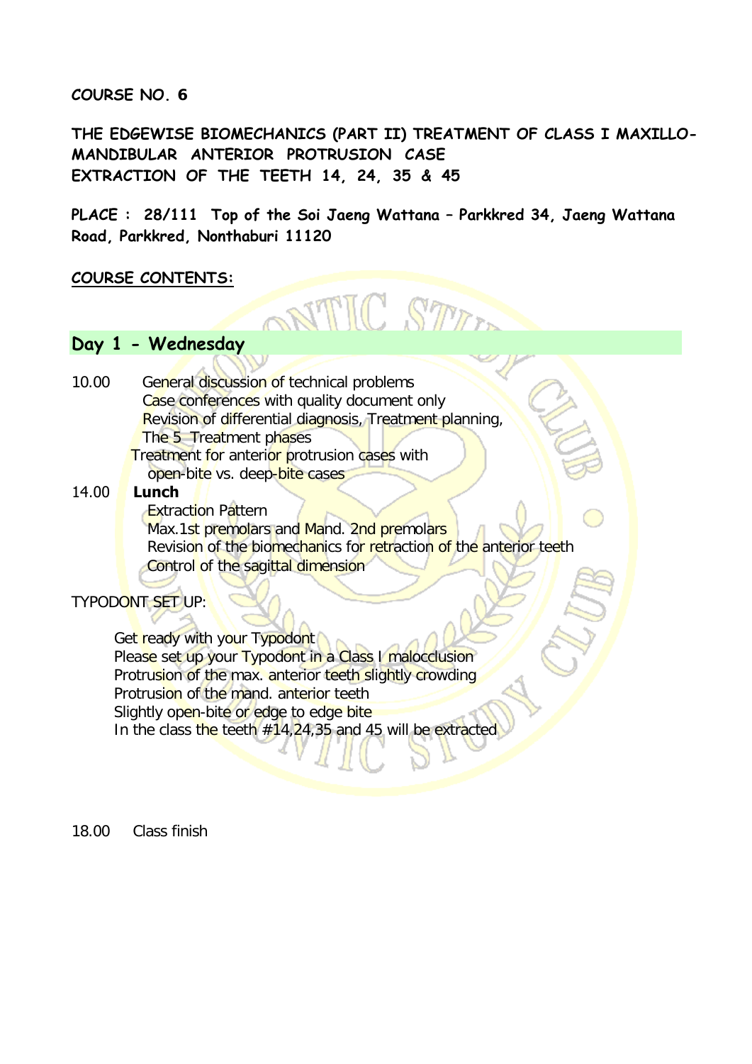**COURSE NO. 6**

**THE EDGEWISE BIOMECHANICS (PART II) TREATMENT OF CLASS I MAXILLO-MANDIBULAR ANTERIOR PROTRUSION CASE**
**EXTRACTION OF THE TEETH 14, 24, 35 & 45**

**PLACE : 28/111 Top of the Soi Jaeng Wattana – Parkkred 34, Jaeng Wattana Road, Parkkred, Nonthaburi 11120**

**COURSE CONTENTS:**

## Day 1 - Wednesday

10.00 General discussion of technical problems
Case conferences with quality document only
Revision of differential diagnosis, Treatment planning,
The 5 Treatment phases
Treatment for anterior protrusion cases with
open-bite vs. deep-bite cases

14.00 **Lunch**
Extraction Pattern
Max.1st premolars and Mand. 2nd premolars
Revision of the biomechanics for retraction of the anterior teeth
Control of the sagittal dimension

TYPODONT SET UP:

Get ready with your Typodont
Please set up your Typodont in a Class I malocclusion
Protrusion of the max. anterior teeth slightly crowding
Protrusion of the mand. anterior teeth
Slightly open-bite or edge to edge bite
In the class the teeth #14,24,35 and 45 will be extracted

18.00 Class finish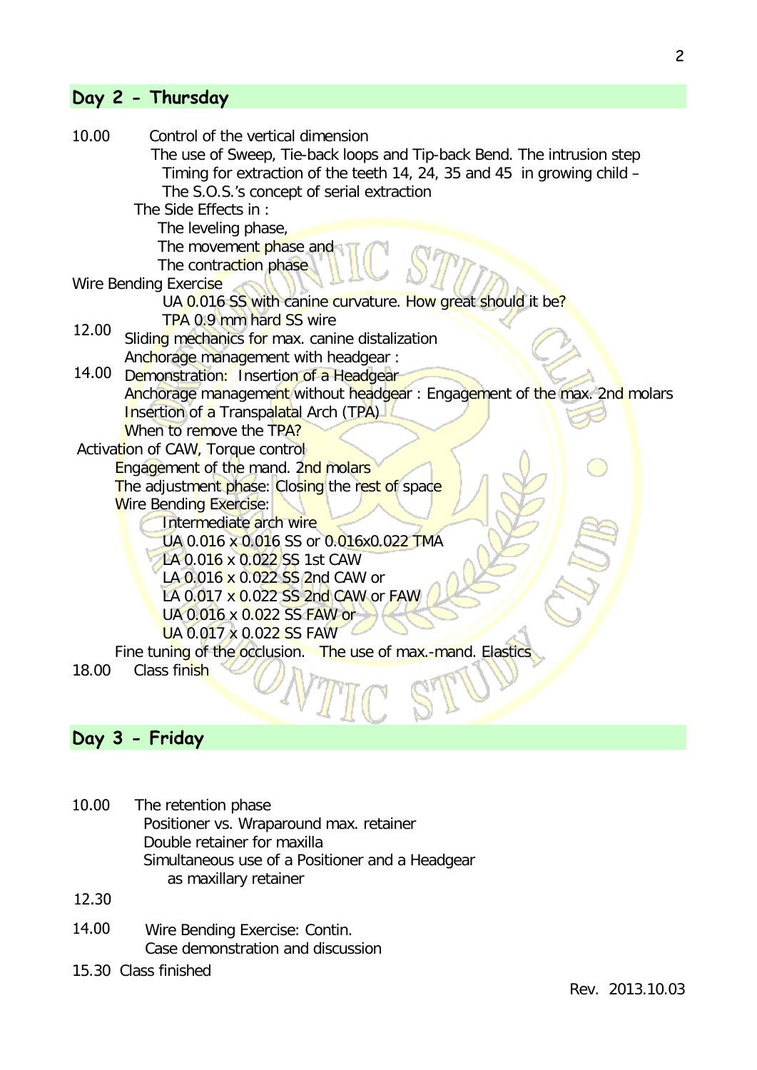## Day 2 - Thursday

10.00 Control of the vertical dimension

The use of Sweep, Tie-back loops and Tip-back Bend. The intrusion step

Timing for extraction of the teeth 14, 24, 35 and 45 in growing child –

The S.O.S.'s concept of serial extraction

The Side Effects in :

The leveling phase,

The movement phase and

The contraction phase

Wire Bending Exercise

UA 0.016 SS with canine curvature. How great should it be?

TPA 0.9 mm hard SS wire

12.00 Sliding mechanics for max. canine distalization

Anchorage management with headgear :

14.00 Demonstration: Insertion of a Headgear

Anchorage management without headgear : Engagement of the max. 2nd molars

Insertion of a Transpalatal Arch (TPA)

When to remove the TPA?

Activation of CAW, Torque control

Engagement of the mand. 2nd molars

The adjustment phase: Closing the rest of space

Wire Bending Exercise:

Intermediate arch wire

UA 0.016 x 0.016 SS or 0.016x0.022 TMA

LA 0.016 x 0.022 SS 1st CAW

LA 0.016 x 0.022 SS 2nd CAW or

LA 0.017 x 0.022 SS 2nd CAW or FAW

UA 0.016 x 0.022 SS FAW or

UA 0.017 x 0.022 SS FAW

Fine tuning of the occlusion. The use of max.-mand. Elastics

18.00 Class finish

## Day 3 - Friday

10.00 The retention phase

Positioner vs. Wraparound max. retainer

Double retainer for maxilla

Simultaneous use of a Positioner and a Headgear as maxillary retainer

12.30

14.00 Wire Bending Exercise: Contin.

Case demonstration and discussion

15.30 Class finished

Rev. 2013.10.03